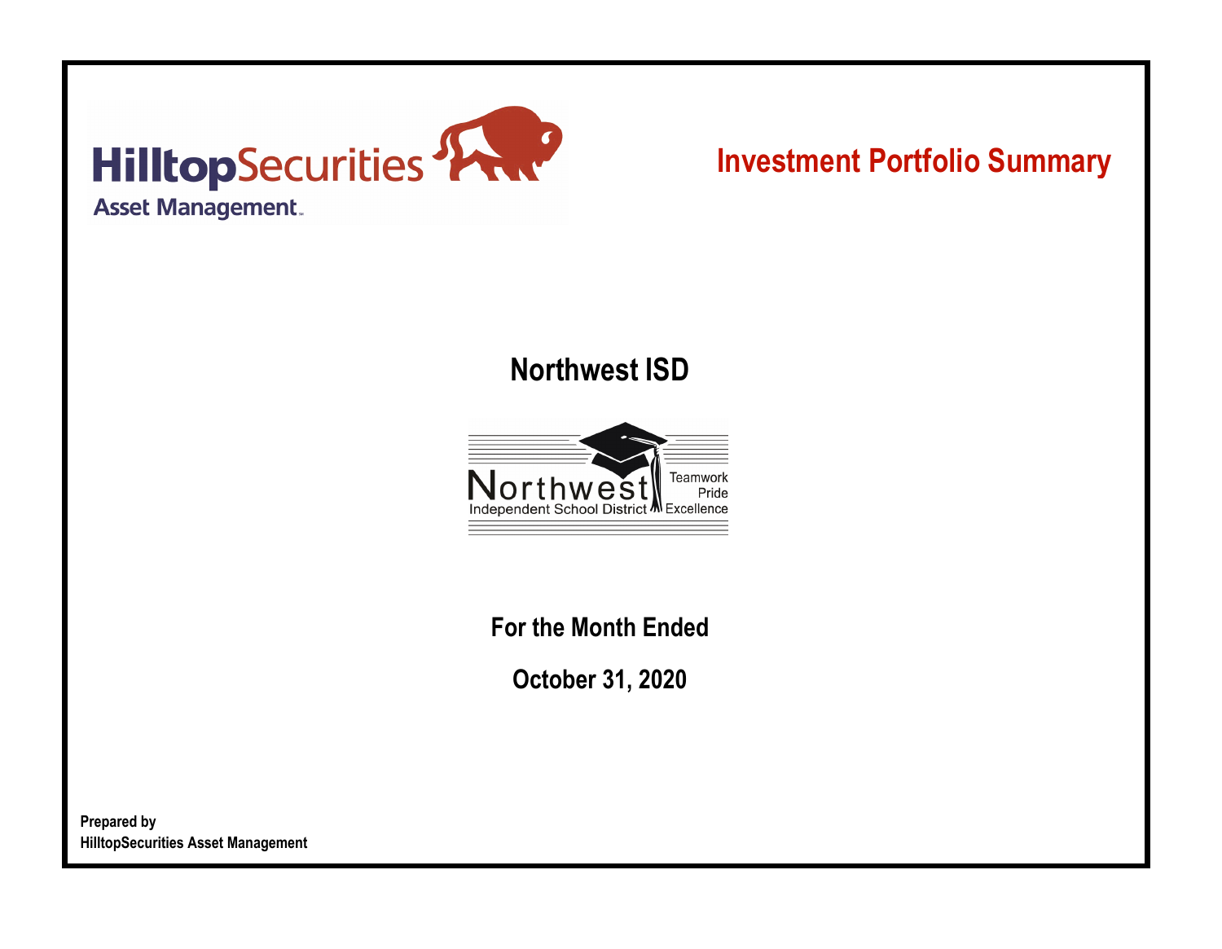HilltopSecurities
Asset Management

# Investment Portfolio Summary

## Northwest ISD

Northwest
Independent School District
Teamwork
Pride
Excellence

**For the Month Ended**

**October 31, 2020**

**Prepared by**
**HilltopSecurities Asset Management**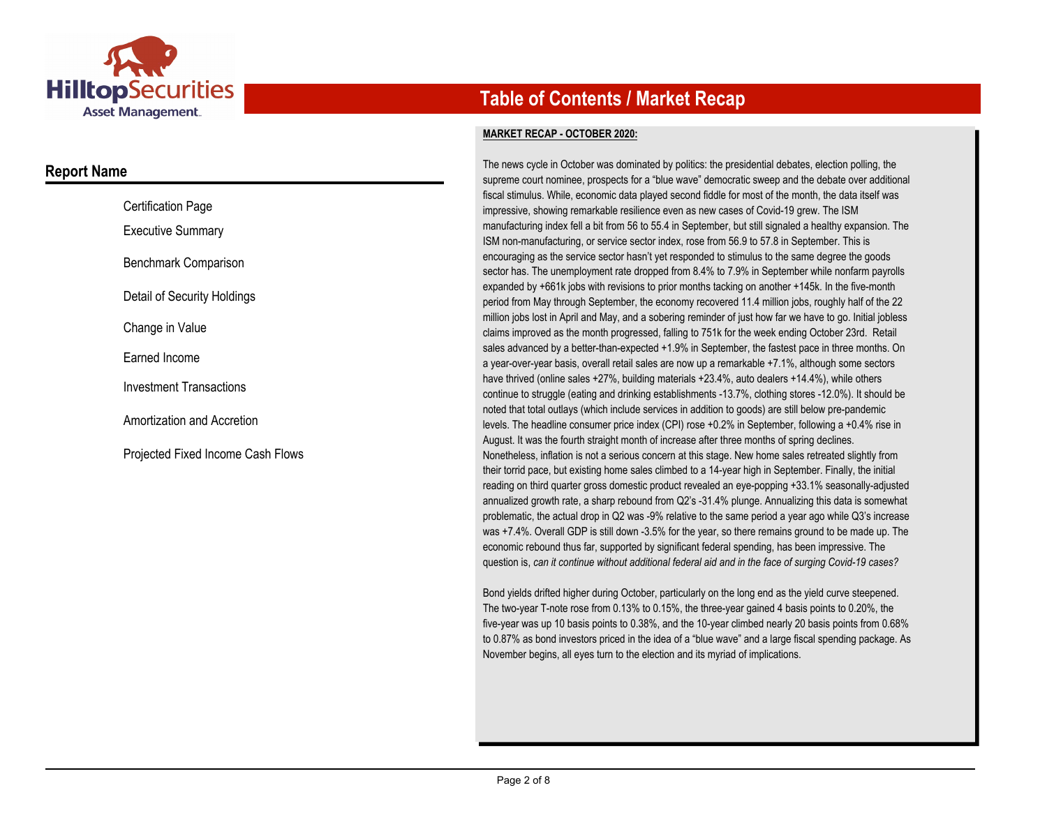# Table of Contents / Market Recap

## Report Name

- Certification Page
- Executive Summary
- Benchmark Comparison
- Detail of Security Holdings
- Change in Value
- Earned Income
- Investment Transactions
- Amortization and Accretion
- Projected Fixed Income Cash Flows

**MARKET RECAP - OCTOBER 2020:**

The news cycle in October was dominated by politics: the presidential debates, election polling, the supreme court nominee, prospects for a "blue wave" democratic sweep and the debate over additional fiscal stimulus. While, economic data played second fiddle for most of the month, the data itself was impressive, showing remarkable resilience even as new cases of Covid-19 grew. The ISM manufacturing index fell a bit from 56 to 55.4 in September, but still signaled a healthy expansion. The ISM non-manufacturing, or service sector index, rose from 56.9 to 57.8 in September. This is encouraging as the service sector hasn't yet responded to stimulus to the same degree the goods sector has. The unemployment rate dropped from 8.4% to 7.9% in September while nonfarm payrolls expanded by +661k jobs with revisions to prior months tacking on another +145k. In the five-month period from May through September, the economy recovered 11.4 million jobs, roughly half of the 22 million jobs lost in April and May, and a sobering reminder of just how far we have to go. Initial jobless claims improved as the month progressed, falling to 751k for the week ending October 23rd. Retail sales advanced by a better-than-expected +1.9% in September, the fastest pace in three months. On a year-over-year basis, overall retail sales are now up a remarkable +7.1%, although some sectors have thrived (online sales +27%, building materials +23.4%, auto dealers +14.4%), while others continue to struggle (eating and drinking establishments -13.7%, clothing stores -12.0%). It should be noted that total outlays (which include services in addition to goods) are still below pre-pandemic levels. The headline consumer price index (CPI) rose +0.2% in September, following a +0.4% rise in August. It was the fourth straight month of increase after three months of spring declines. Nonetheless, inflation is not a serious concern at this stage. New home sales retreated slightly from their torrid pace, but existing home sales climbed to a 14-year high in September. Finally, the initial reading on third quarter gross domestic product revealed an eye-popping +33.1% seasonally-adjusted annualized growth rate, a sharp rebound from Q2's -31.4% plunge. Annualizing this data is somewhat problematic, the actual drop in Q2 was -9% relative to the same period a year ago while Q3's increase was +7.4%. Overall GDP is still down -3.5% for the year, so there remains ground to be made up. The economic rebound thus far, supported by significant federal spending, has been impressive. The question is, *can it continue without additional federal aid and in the face of surging Covid-19 cases?*

Bond yields drifted higher during October, particularly on the long end as the yield curve steepened. The two-year T-note rose from 0.13% to 0.15%, the three-year gained 4 basis points to 0.20%, the five-year was up 10 basis points to 0.38%, and the 10-year climbed nearly 20 basis points from 0.68% to 0.87% as bond investors priced in the idea of a "blue wave" and a large fiscal spending package. As November begins, all eyes turn to the election and its myriad of implications.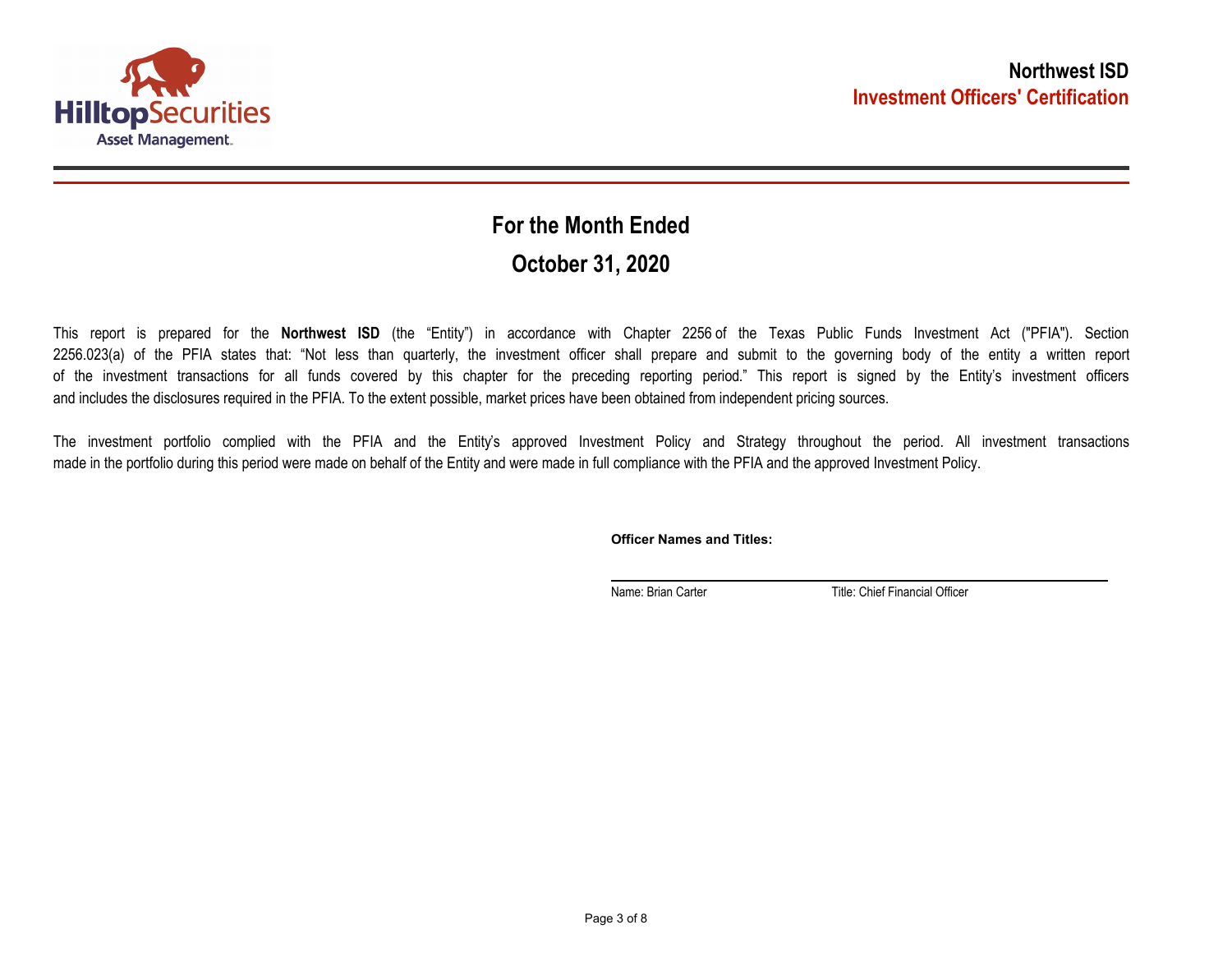# Northwest ISD

## Investment Officers' Certification

## For the Month Ended

## October 31, 2020

This report is prepared for the **Northwest ISD** (the "Entity") in accordance with Chapter 2256 of the Texas Public Funds Investment Act ("PFIA"). Section 2256.023(a) of the PFIA states that: "Not less than quarterly, the investment officer shall prepare and submit to the governing body of the entity a written report of the investment transactions for all funds covered by this chapter for the preceding reporting period." This report is signed by the Entity's investment officers and includes the disclosures required in the PFIA. To the extent possible, market prices have been obtained from independent pricing sources.

The investment portfolio complied with the PFIA and the Entity's approved Investment Policy and Strategy throughout the period. All investment transactions made in the portfolio during this period were made on behalf of the Entity and were made in full compliance with the PFIA and the approved Investment Policy.

**Officer Names and Titles:**

Name: Brian Carter    Title: Chief Financial Officer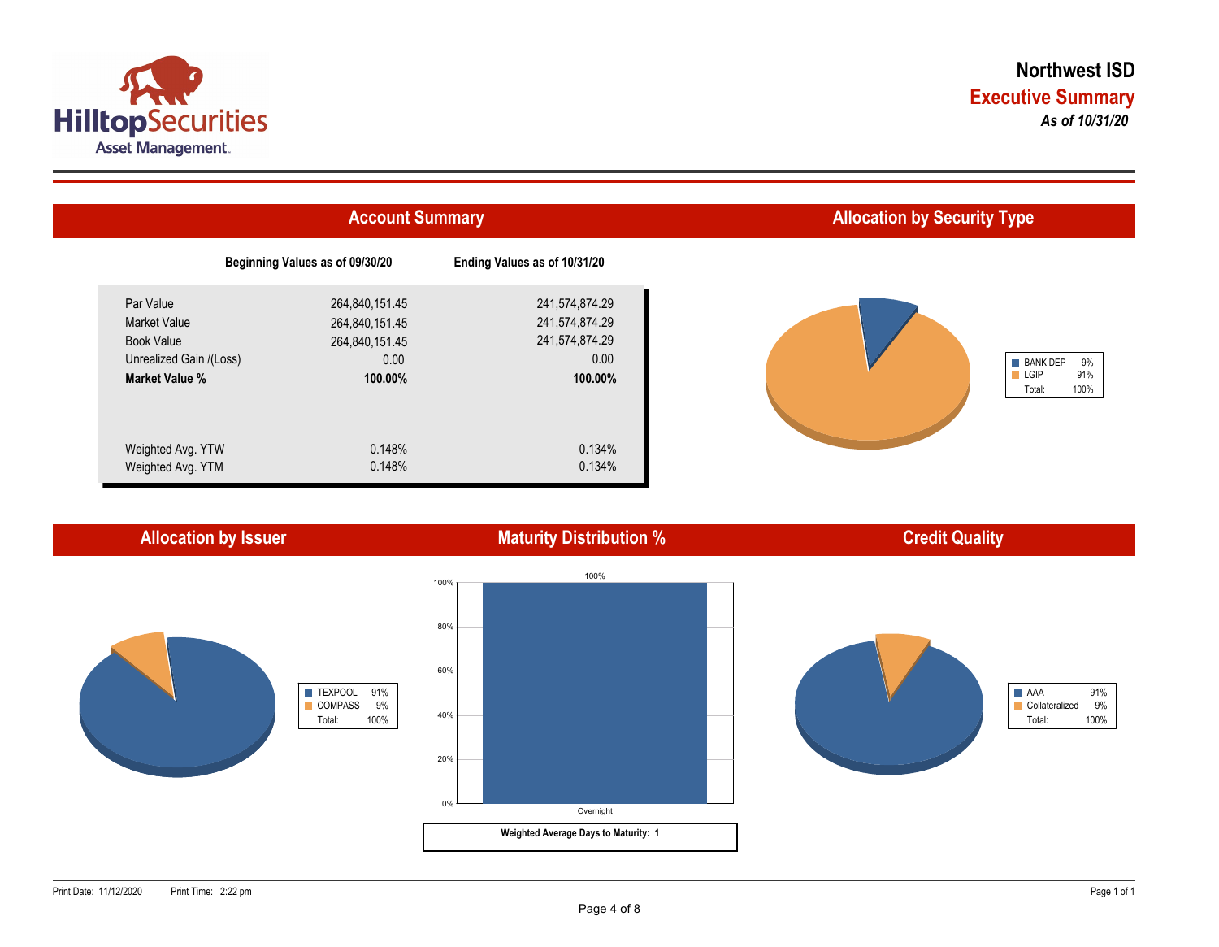# Northwest ISD

## Executive Summary

*As of 10/31/20*

## Account Summary

| | Beginning Values as of 09/30/20 | Ending Values as of 10/31/20 |
|---|---|---|
| Par Value | 264,840,151.45 | 241,574,874.29 |
| Market Value | 264,840,151.45 | 241,574,874.29 |
| Book Value | 264,840,151.45 | 241,574,874.29 |
| Unrealized Gain /(Loss) | 0.00 | 0.00 |
| **Market Value %** | **100.00%** | **100.00%** |
| Weighted Avg. YTW | 0.148% | 0.134% |
| Weighted Avg. YTM | 0.148% | 0.134% |

## Allocation by Security Type

| | |
|---|---|
| BANK DEP | 9% |
| LGIP | 91% |
| Total: | 100% |

## Allocation by Issuer

| | |
|---|---|
| TEXPOOL | 91% |
| COMPASS | 9% |
| Total: | 100% |

## Maturity Distribution %

| Overnight |
|---|
| 100% |

**Weighted Average Days to Maturity: 1**

## Credit Quality

| | |
|---|---|
| AAA | 91% |
| Collateralized | 9% |
| Total: | 100% |

Print Date: 11/12/2020 Print Time: 2:22 pm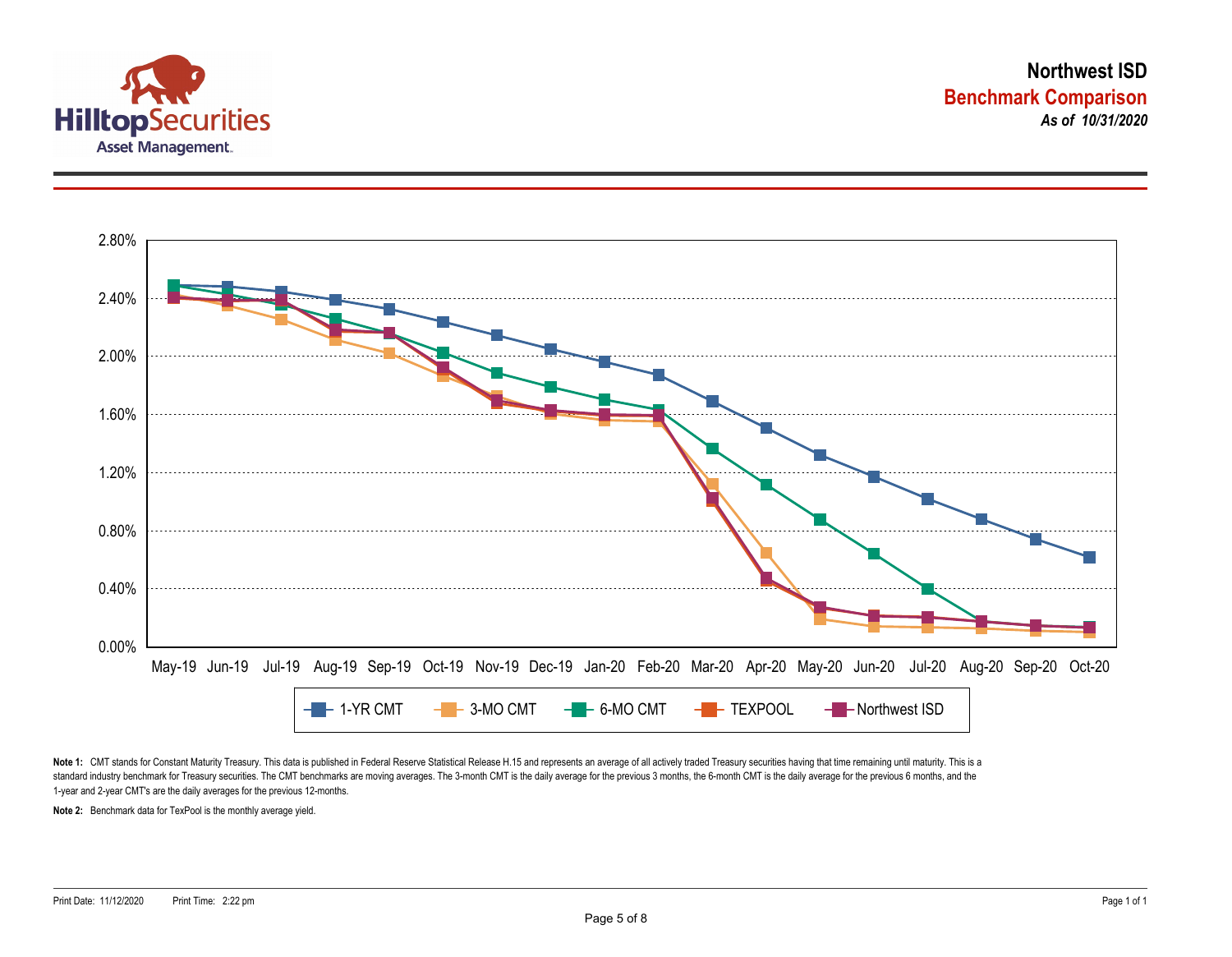# Northwest ISD

## Benchmark Comparison

***As of 10/31/2020***

**Note 1:** CMT stands for Constant Maturity Treasury. This data is published in Federal Reserve Statistical Release H.15 and represents an average of all actively traded Treasury securities having that time remaining until maturity. This is a standard industry benchmark for Treasury securities. The CMT benchmarks are moving averages. The 3-month CMT is the daily average for the previous 3 months, the 6-month CMT is the daily average for the previous 6 months, and the 1-year and 2-year CMT's are the daily averages for the previous 12-months.

**Note 2:** Benchmark data for TexPool is the monthly average yield.

Print Date: 11/12/2020 Print Time: 2:22 pm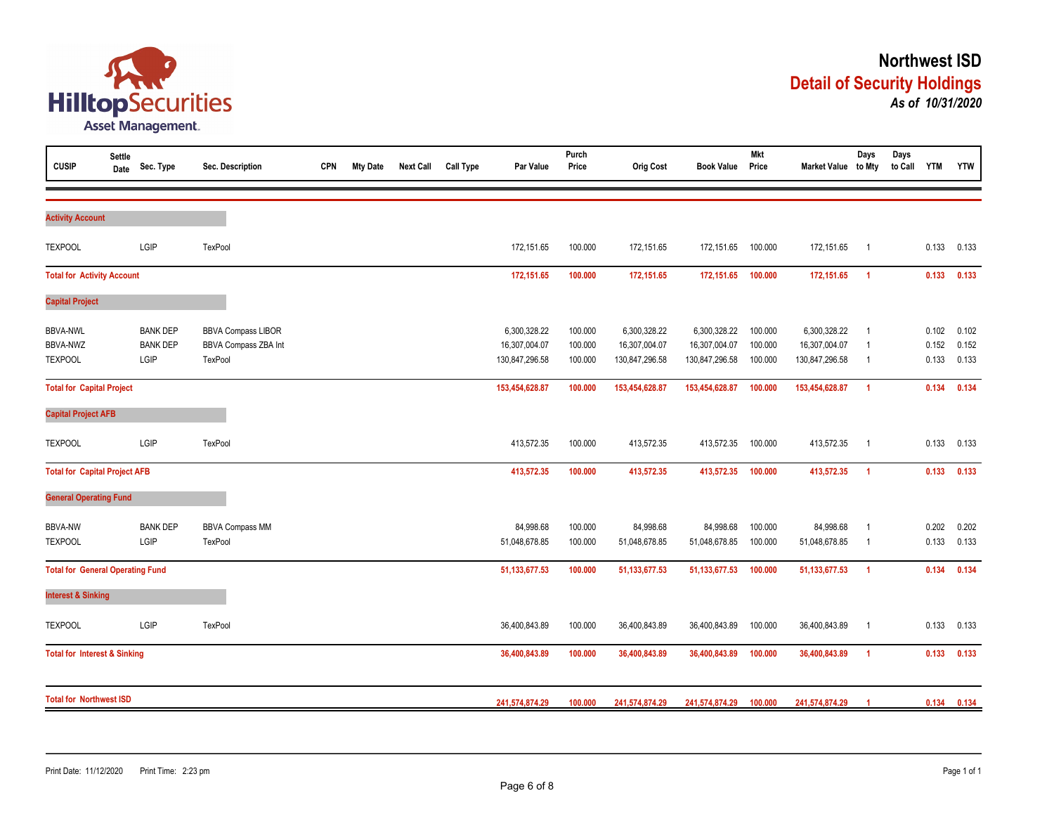# Northwest ISD

## Detail of Security Holdings

***As of 10/31/2020***

| CUSIP | Settle Date | Sec. Type | Sec. Description | CPN | Mty Date | Next Call | Call Type | Par Value | Purch Price | Orig Cost | Book Value | Mkt Price | Market Value | Days to Mty | Days to Call | YTM | YTW |
|---|---|---|---|---|---|---|---|---|---|---|---|---|---|---|---|---|---|
| **Activity Account** | | | | | | | | | | | | | | | | | |
| TEXPOOL | | LGIP | TexPool | | | | | 172,151.65 | 100.000 | 172,151.65 | 172,151.65 | 100.000 | 172,151.65 | 1 | | 0.133 | 0.133 |
| **Total for Activity Account** | | | | | | | | **172,151.65** | **100.000** | **172,151.65** | **172,151.65** | **100.000** | **172,151.65** | **1** | | **0.133** | **0.133** |
| **Capital Project** | | | | | | | | | | | | | | | | | |
| BBVA-NWL | | BANK DEP | BBVA Compass LIBOR | | | | | 6,300,328.22 | 100.000 | 6,300,328.22 | 6,300,328.22 | 100.000 | 6,300,328.22 | 1 | | 0.102 | 0.102 |
| BBVA-NWZ | | BANK DEP | BBVA Compass ZBA Int | | | | | 16,307,004.07 | 100.000 | 16,307,004.07 | 16,307,004.07 | 100.000 | 16,307,004.07 | 1 | | 0.152 | 0.152 |
| TEXPOOL | | LGIP | TexPool | | | | | 130,847,296.58 | 100.000 | 130,847,296.58 | 130,847,296.58 | 100.000 | 130,847,296.58 | 1 | | 0.133 | 0.133 |
| **Total for Capital Project** | | | | | | | | **153,454,628.87** | **100.000** | **153,454,628.87** | **153,454,628.87** | **100.000** | **153,454,628.87** | **1** | | **0.134** | **0.134** |
| **Capital Project AFB** | | | | | | | | | | | | | | | | | |
| TEXPOOL | | LGIP | TexPool | | | | | 413,572.35 | 100.000 | 413,572.35 | 413,572.35 | 100.000 | 413,572.35 | 1 | | 0.133 | 0.133 |
| **Total for Capital Project AFB** | | | | | | | | **413,572.35** | **100.000** | **413,572.35** | **413,572.35** | **100.000** | **413,572.35** | **1** | | **0.133** | **0.133** |
| **General Operating Fund** | | | | | | | | | | | | | | | | | |
| BBVA-NW | | BANK DEP | BBVA Compass MM | | | | | 84,998.68 | 100.000 | 84,998.68 | 84,998.68 | 100.000 | 84,998.68 | 1 | | 0.202 | 0.202 |
| TEXPOOL | | LGIP | TexPool | | | | | 51,048,678.85 | 100.000 | 51,048,678.85 | 51,048,678.85 | 100.000 | 51,048,678.85 | 1 | | 0.133 | 0.133 |
| **Total for General Operating Fund** | | | | | | | | **51,133,677.53** | **100.000** | **51,133,677.53** | **51,133,677.53** | **100.000** | **51,133,677.53** | **1** | | **0.134** | **0.134** |
| **Interest & Sinking** | | | | | | | | | | | | | | | | | |
| TEXPOOL | | LGIP | TexPool | | | | | 36,400,843.89 | 100.000 | 36,400,843.89 | 36,400,843.89 | 100.000 | 36,400,843.89 | 1 | | 0.133 | 0.133 |
| **Total for Interest & Sinking** | | | | | | | | **36,400,843.89** | **100.000** | **36,400,843.89** | **36,400,843.89** | **100.000** | **36,400,843.89** | **1** | | **0.133** | **0.133** |
| **Total for Northwest ISD** | | | | | | | | **241,574,874.29** | **100.000** | **241,574,874.29** | **241,574,874.29** | **100.000** | **241,574,874.29** | **1** | | **0.134** | **0.134** |

Print Date: 11/12/2020 Print Time: 2:23 pm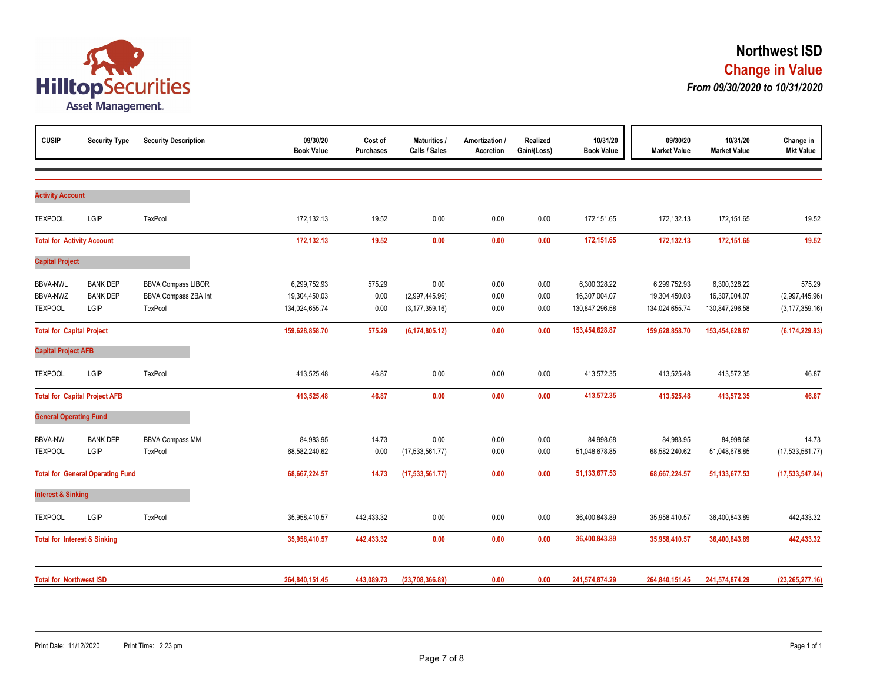# Northwest ISD

## Change in Value

### *From 09/30/2020 to 10/31/2020*

| CUSIP | Security Type | Security Description | 09/30/20 Book Value | Cost of Purchases | Maturities / Calls / Sales | Amortization / Accretion | Realized Gain/(Loss) | 10/31/20 Book Value | 09/30/20 Market Value | 10/31/20 Market Value | Change in Mkt Value |
|---|---|---|---|---|---|---|---|---|---|---|---|
| **Activity Account** | | | | | | | | | | | |
| TEXPOOL | LGIP | TexPool | 172,132.13 | 19.52 | 0.00 | 0.00 | 0.00 | 172,151.65 | 172,132.13 | 172,151.65 | 19.52 |
| **Total for Activity Account** | | | **172,132.13** | **19.52** | **0.00** | **0.00** | **0.00** | **172,151.65** | **172,132.13** | **172,151.65** | **19.52** |
| **Capital Project** | | | | | | | | | | | |
| BBVA-NWL | BANK DEP | BBVA Compass LIBOR | 6,299,752.93 | 575.29 | 0.00 | 0.00 | 0.00 | 6,300,328.22 | 6,299,752.93 | 6,300,328.22 | 575.29 |
| BBVA-NWZ | BANK DEP | BBVA Compass ZBA Int | 19,304,450.03 | 0.00 | (2,997,445.96) | 0.00 | 0.00 | 16,307,004.07 | 19,304,450.03 | 16,307,004.07 | (2,997,445.96) |
| TEXPOOL | LGIP | TexPool | 134,024,655.74 | 0.00 | (3,177,359.16) | 0.00 | 0.00 | 130,847,296.58 | 134,024,655.74 | 130,847,296.58 | (3,177,359.16) |
| **Total for Capital Project** | | | **159,628,858.70** | **575.29** | **(6,174,805.12)** | **0.00** | **0.00** | **153,454,628.87** | **159,628,858.70** | **153,454,628.87** | **(6,174,229.83)** |
| **Capital Project AFB** | | | | | | | | | | | |
| TEXPOOL | LGIP | TexPool | 413,525.48 | 46.87 | 0.00 | 0.00 | 0.00 | 413,572.35 | 413,525.48 | 413,572.35 | 46.87 |
| **Total for Capital Project AFB** | | | **413,525.48** | **46.87** | **0.00** | **0.00** | **0.00** | **413,572.35** | **413,525.48** | **413,572.35** | **46.87** |
| **General Operating Fund** | | | | | | | | | | | |
| BBVA-NW | BANK DEP | BBVA Compass MM | 84,983.95 | 14.73 | 0.00 | 0.00 | 0.00 | 84,998.68 | 84,983.95 | 84,998.68 | 14.73 |
| TEXPOOL | LGIP | TexPool | 68,582,240.62 | 0.00 | (17,533,561.77) | 0.00 | 0.00 | 51,048,678.85 | 68,582,240.62 | 51,048,678.85 | (17,533,561.77) |
| **Total for General Operating Fund** | | | **68,667,224.57** | **14.73** | **(17,533,561.77)** | **0.00** | **0.00** | **51,133,677.53** | **68,667,224.57** | **51,133,677.53** | **(17,533,547.04)** |
| **Interest & Sinking** | | | | | | | | | | | |
| TEXPOOL | LGIP | TexPool | 35,958,410.57 | 442,433.32 | 0.00 | 0.00 | 0.00 | 36,400,843.89 | 35,958,410.57 | 36,400,843.89 | 442,433.32 |
| **Total for Interest & Sinking** | | | **35,958,410.57** | **442,433.32** | **0.00** | **0.00** | **0.00** | **36,400,843.89** | **35,958,410.57** | **36,400,843.89** | **442,433.32** |
| **Total for Northwest ISD** | | | **264,840,151.45** | **443,089.73** | **(23,708,366.89)** | **0.00** | **0.00** | **241,574,874.29** | **264,840,151.45** | **241,574,874.29** | **(23,265,277.16)** |

Print Date: 11/12/2020 Print Time: 2:23 pm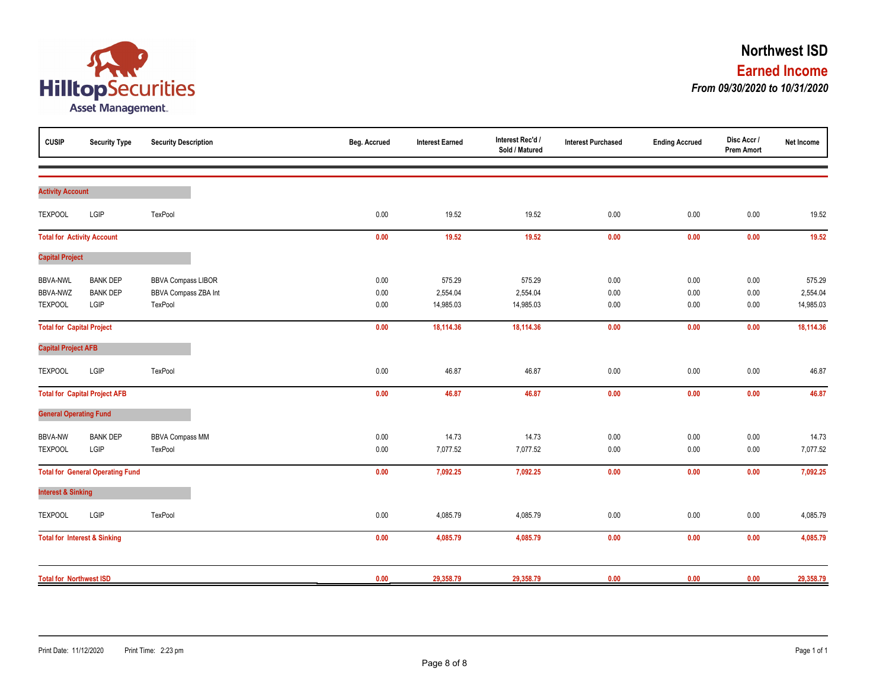# Northwest ISD

## Earned Income

***From 09/30/2020 to 10/31/2020***

| CUSIP | Security Type | Security Description | Beg. Accrued | Interest Earned | Interest Rec'd / Sold / Matured | Interest Purchased | Ending Accrued | Disc Accr / Prem Amort | Net Income |
|---|---|---|---|---|---|---|---|---|---|
| **Activity Account** | | | | | | | | | |
| TEXPOOL | LGIP | TexPool | 0.00 | 19.52 | 19.52 | 0.00 | 0.00 | 0.00 | 19.52 |
| **Total for Activity Account** | | | **0.00** | **19.52** | **19.52** | **0.00** | **0.00** | **0.00** | **19.52** |
| **Capital Project** | | | | | | | | | |
| BBVA-NWL | BANK DEP | BBVA Compass LIBOR | 0.00 | 575.29 | 575.29 | 0.00 | 0.00 | 0.00 | 575.29 |
| BBVA-NWZ | BANK DEP | BBVA Compass ZBA Int | 0.00 | 2,554.04 | 2,554.04 | 0.00 | 0.00 | 0.00 | 2,554.04 |
| TEXPOOL | LGIP | TexPool | 0.00 | 14,985.03 | 14,985.03 | 0.00 | 0.00 | 0.00 | 14,985.03 |
| **Total for Capital Project** | | | **0.00** | **18,114.36** | **18,114.36** | **0.00** | **0.00** | **0.00** | **18,114.36** |
| **Capital Project AFB** | | | | | | | | | |
| TEXPOOL | LGIP | TexPool | 0.00 | 46.87 | 46.87 | 0.00 | 0.00 | 0.00 | 46.87 |
| **Total for Capital Project AFB** | | | **0.00** | **46.87** | **46.87** | **0.00** | **0.00** | **0.00** | **46.87** |
| **General Operating Fund** | | | | | | | | | |
| BBVA-NW | BANK DEP | BBVA Compass MM | 0.00 | 14.73 | 14.73 | 0.00 | 0.00 | 0.00 | 14.73 |
| TEXPOOL | LGIP | TexPool | 0.00 | 7,077.52 | 7,077.52 | 0.00 | 0.00 | 0.00 | 7,077.52 |
| **Total for General Operating Fund** | | | **0.00** | **7,092.25** | **7,092.25** | **0.00** | **0.00** | **0.00** | **7,092.25** |
| **Interest & Sinking** | | | | | | | | | |
| TEXPOOL | LGIP | TexPool | 0.00 | 4,085.79 | 4,085.79 | 0.00 | 0.00 | 0.00 | 4,085.79 |
| **Total for Interest & Sinking** | | | **0.00** | **4,085.79** | **4,085.79** | **0.00** | **0.00** | **0.00** | **4,085.79** |
| **Total for Northwest ISD** | | | **0.00** | **29,358.79** | **29,358.79** | **0.00** | **0.00** | **0.00** | **29,358.79** |

Print Date: 11/12/2020 Print Time: 2:23 pm